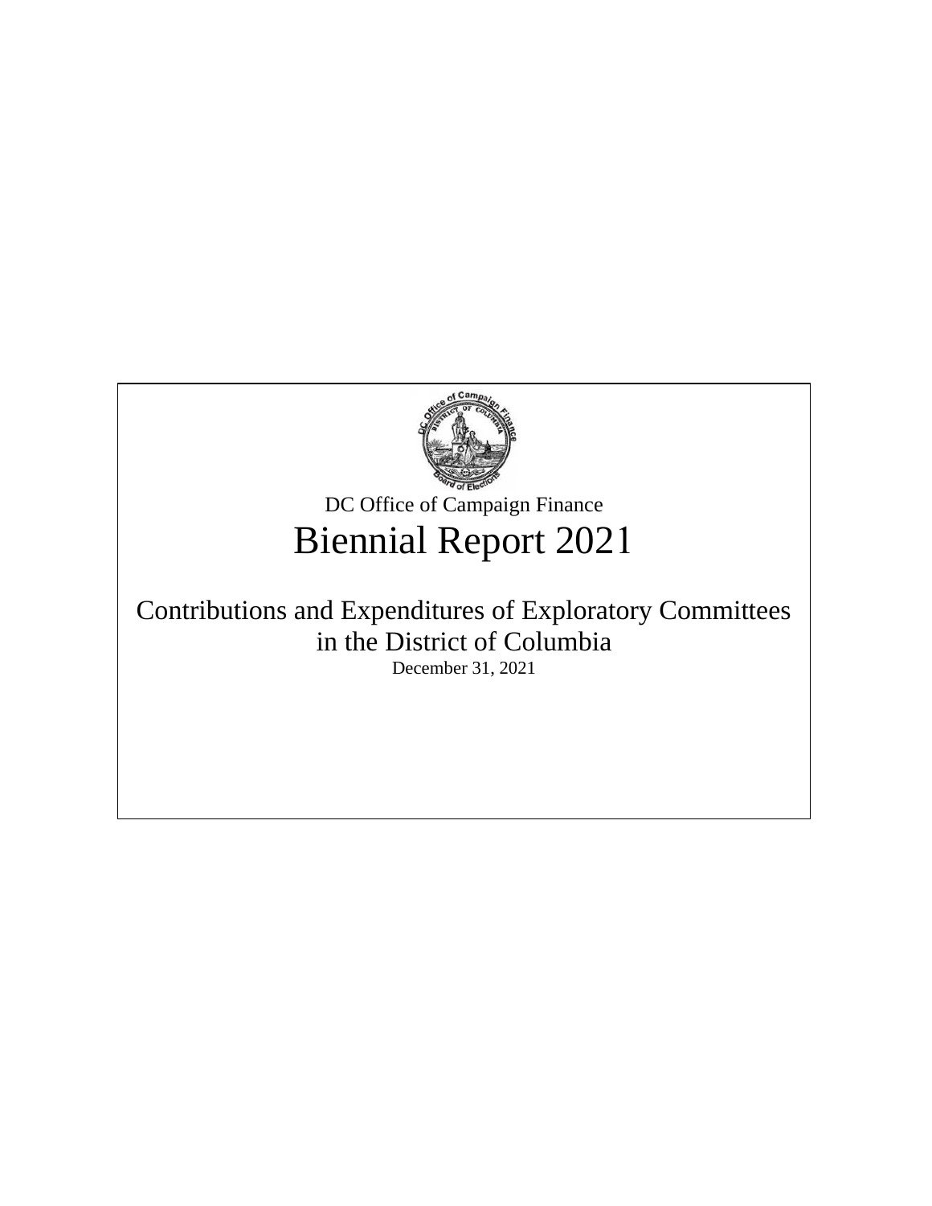DC Office of Campaign Finance

# Biennial Report 2021

## Contributions and Expenditures of Exploratory Committees in the District of Columbia

December 31, 2021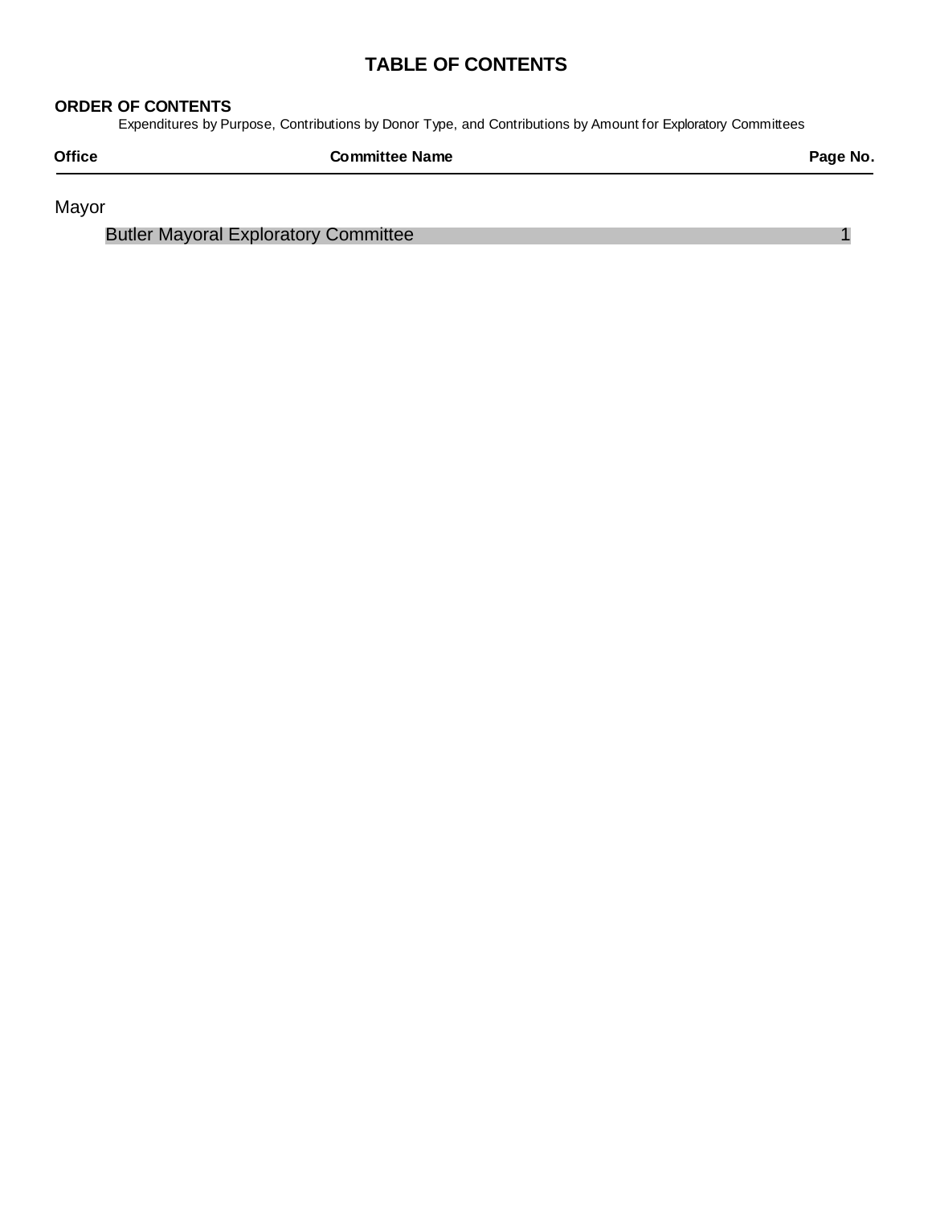# TABLE OF CONTENTS

**ORDER OF CONTENTS**

Expenditures by Purpose, Contributions by Donor Type, and Contributions by Amount for Exploratory Committees

| Office | Committee Name | Page No. |
|---|---|---|
| Mayor | | |
| | Butler Mayoral Exploratory Committee | 1 |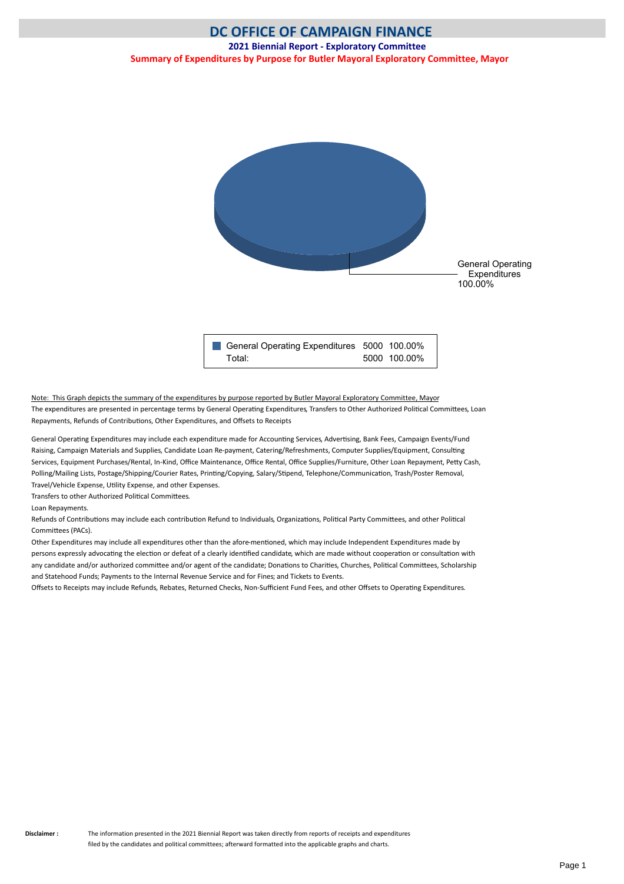# DC OFFICE OF CAMPAIGN FINANCE

## 2021 Biennial Report - Exploratory Committee

### Summary of Expenditures by Purpose for Butler Mayoral Exploratory Committee, Mayor

General Operating Expenditures 100.00%

| | | |
|---|---|---|
| General Operating Expenditures | 5000 | 100.00% |
| Total: | 5000 | 100.00% |

Note: This Graph depicts the summary of the expenditures by purpose reported by Butler Mayoral Exploratory Committee, Mayor

The expenditures are presented in percentage terms by General Operating Expenditures, Transfers to Other Authorized Political Committees, Loan Repayments, Refunds of Contributions, Other Expenditures, and Offsets to Receipts

General Operating Expenditures may include each expenditure made for Accounting Services, Advertising, Bank Fees, Campaign Events/Fund Raising, Campaign Materials and Supplies, Candidate Loan Re-payment, Catering/Refreshments, Computer Supplies/Equipment, Consulting Services, Equipment Purchases/Rental, In-Kind, Office Maintenance, Office Rental, Office Supplies/Furniture, Other Loan Repayment, Petty Cash, Polling/Mailing Lists, Postage/Shipping/Courier Rates, Printing/Copying, Salary/Stipend, Telephone/Communication, Trash/Poster Removal, Travel/Vehicle Expense, Utility Expense, and other Expenses.

Transfers to other Authorized Political Committees.

Loan Repayments.

Refunds of Contributions may include each contribution Refund to Individuals, Organizations, Political Party Committees, and other Political Committees (PACs).

Other Expenditures may include all expenditures other than the afore-mentioned, which may include Independent Expenditures made by persons expressly advocating the election or defeat of a clearly identified candidate, which are made without cooperation or consultation with any candidate and/or authorized committee and/or agent of the candidate; Donations to Charities, Churches, Political Committees, Scholarship and Statehood Funds; Payments to the Internal Revenue Service and for Fines; and Tickets to Events.

Offsets to Receipts may include Refunds, Rebates, Returned Checks, Non-Sufficient Fund Fees, and other Offsets to Operating Expenditures.

**Disclaimer :** The information presented in the 2021 Biennial Report was taken directly from reports of receipts and expenditures filed by the candidates and political committees; afterward formatted into the applicable graphs and charts.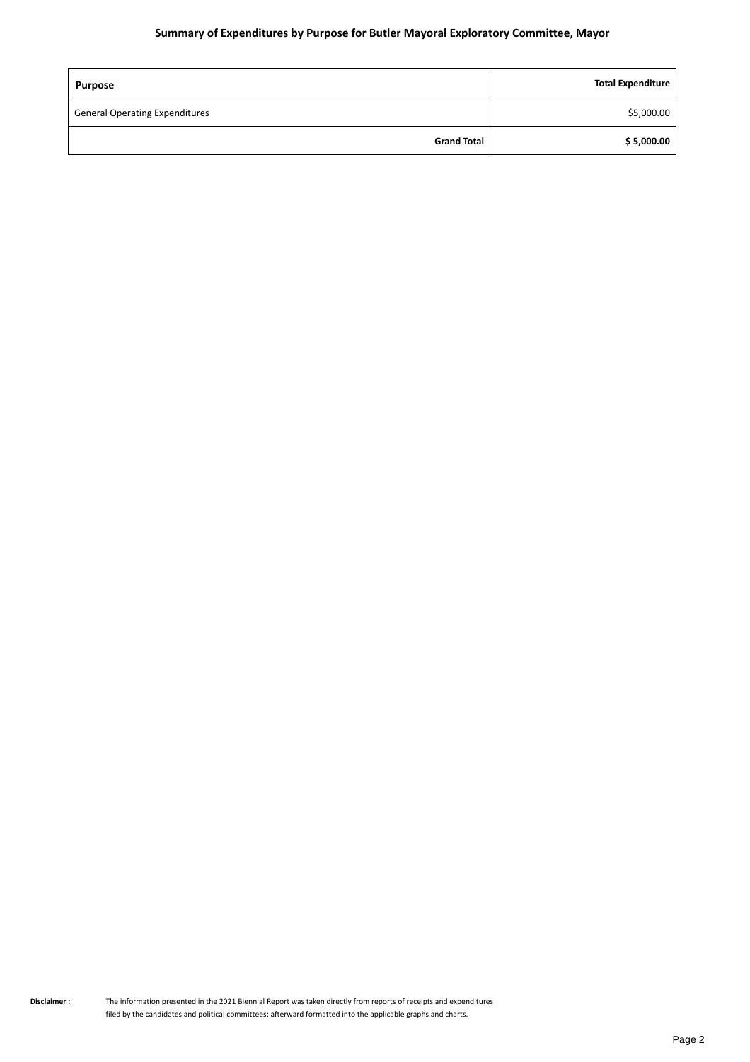## Summary of Expenditures by Purpose for Butler Mayoral Exploratory Committee, Mayor

| Purpose | Total Expenditure |
| --- | --- |
| General Operating Expenditures | $5,000.00 |
| **Grand Total** | **$ 5,000.00** |

**Disclaimer :** The information presented in the 2021 Biennial Report was taken directly from reports of receipts and expenditures filed by the candidates and political committees; afterward formatted into the applicable graphs and charts.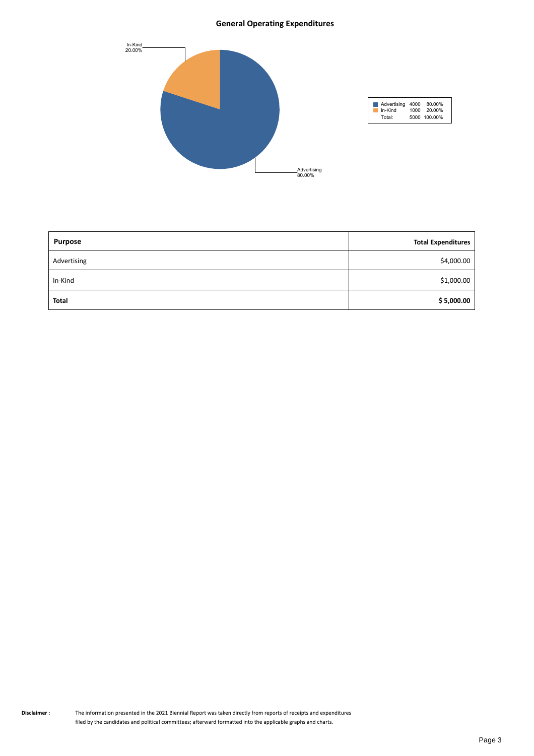## General Operating Expenditures

In-Kind
20.00%

Advertising
80.00%

| | | |
|---|---|---|
| Advertising | 4000 | 80.00% |
| In-Kind | 1000 | 20.00% |
| Total: | 5000 | 100.00% |

| Purpose | Total Expenditures |
|---|---|
| Advertising | $4,000.00 |
| In-Kind | $1,000.00 |
| **Total** | **$ 5,000.00** |

**Disclaimer :** The information presented in the 2021 Biennial Report was taken directly from reports of receipts and expenditures filed by the candidates and political committees; afterward formatted into the applicable graphs and charts.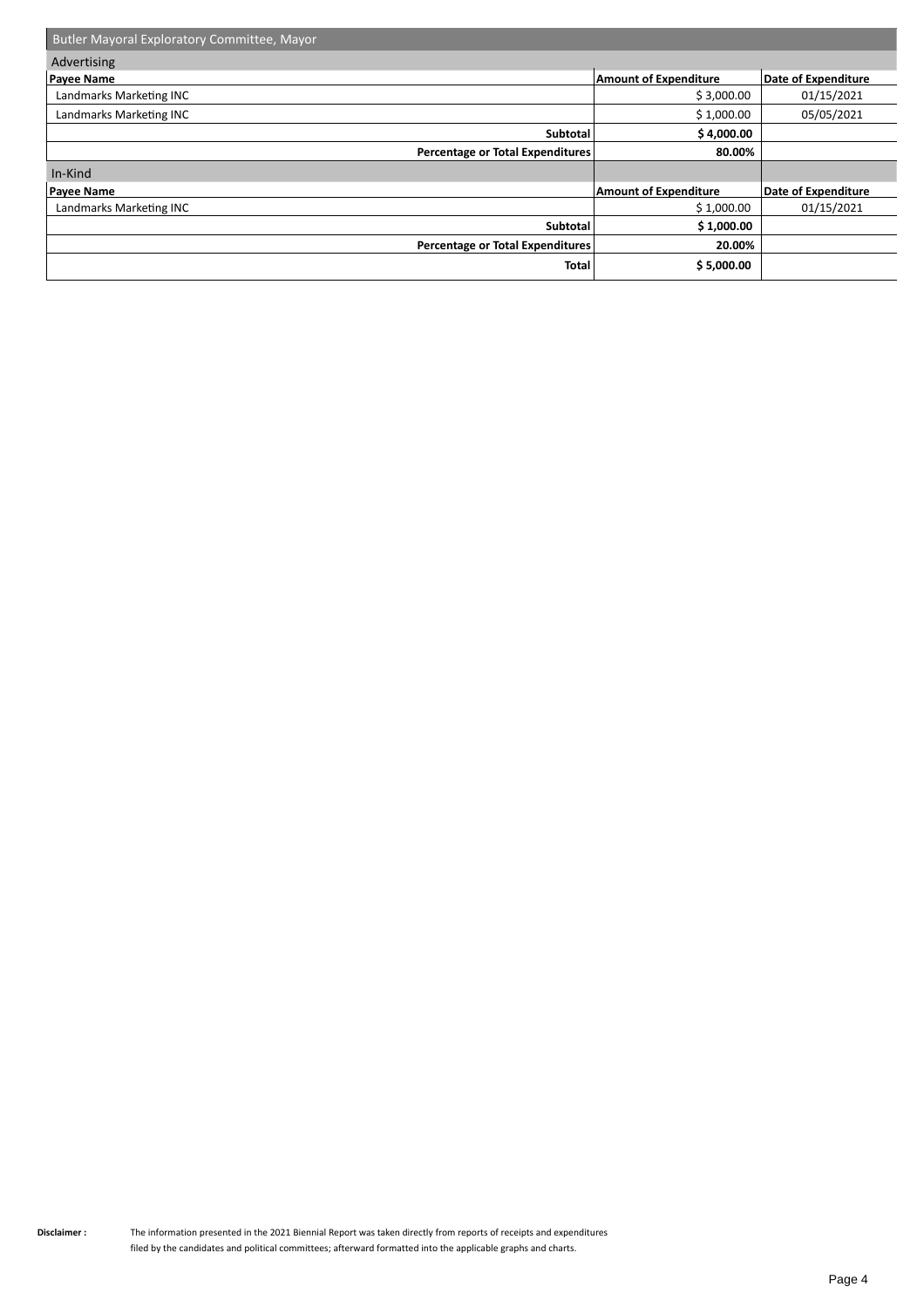## Butler Mayoral Exploratory Committee, Mayor

### Advertising

| Payee Name | Amount of Expenditure | Date of Expenditure |
|---|---|---|
| Landmarks Marketing INC | $ 3,000.00 | 01/15/2021 |
| Landmarks Marketing INC | $ 1,000.00 | 05/05/2021 |
| **Subtotal** | **$ 4,000.00** | |
| **Percentage or Total Expenditures** | **80.00%** | |

### In-Kind

| Payee Name | Amount of Expenditure | Date of Expenditure |
|---|---|---|
| Landmarks Marketing INC | $ 1,000.00 | 01/15/2021 |
| **Subtotal** | **$ 1,000.00** | |
| **Percentage or Total Expenditures** | **20.00%** | |
| **Total** | **$ 5,000.00** | |

**Disclaimer :** The information presented in the 2021 Biennial Report was taken directly from reports of receipts and expenditures filed by the candidates and political committees; afterward formatted into the applicable graphs and charts.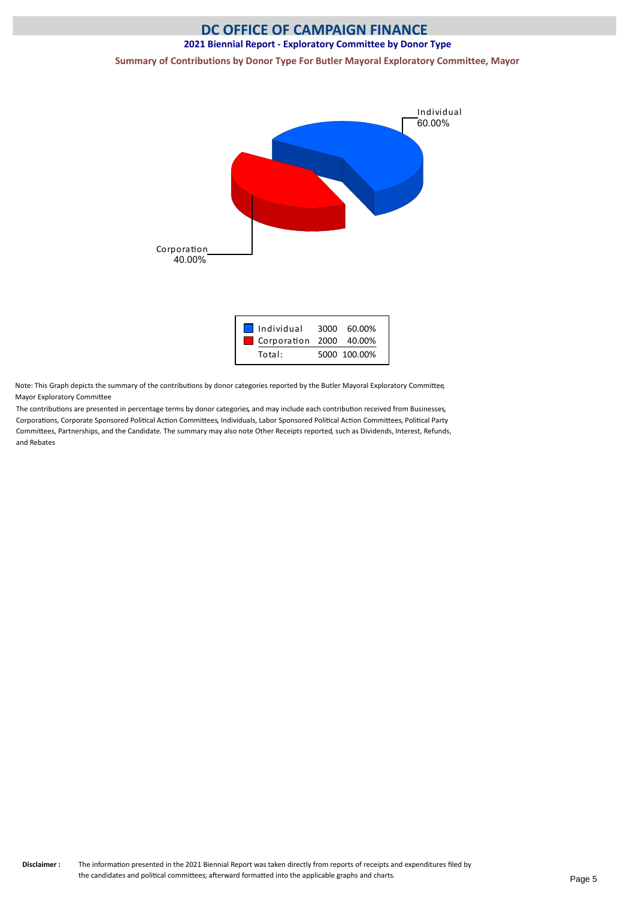# DC OFFICE OF CAMPAIGN FINANCE

## 2021 Biennial Report - Exploratory Committee by Donor Type

### Summary of Contributions by Donor Type For Butler Mayoral Exploratory Committee, Mayor

Individual 60.00%

Corporation 40.00%

| | | |
|---|---|---|
| Individual | 3000 | 60.00% |
| Corporation | 2000 | 40.00% |
| Total: | 5000 | 100.00% |

Note: This Graph depicts the summary of the contributions by donor categories reported by the Butler Mayoral Exploratory Committee, Mayor Exploratory Committee

The contributions are presented in percentage terms by donor categories, and may include each contribution received from Businesses, Corporations, Corporate Sponsored Political Action Committees, Individuals, Labor Sponsored Political Action Committees, Political Party Committees, Partnerships, and the Candidate. The summary may also note Other Receipts reported, such as Dividends, Interest, Refunds, and Rebates

**Disclaimer :** The information presented in the 2021 Biennial Report was taken directly from reports of receipts and expenditures filed by the candidates and political committees; afterward formatted into the applicable graphs and charts.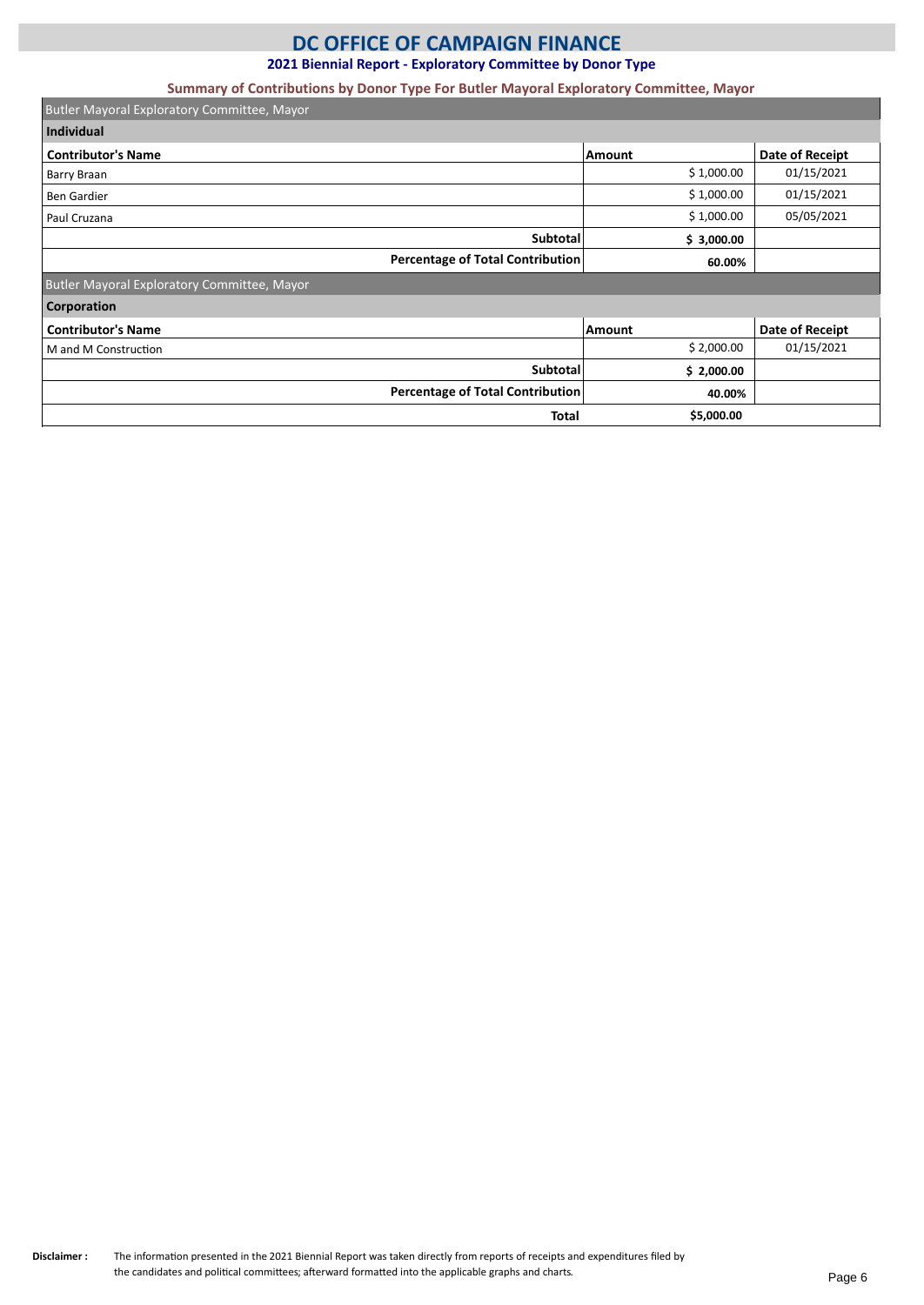# DC OFFICE OF CAMPAIGN FINANCE

## 2021 Biennial Report - Exploratory Committee by Donor Type

### Summary of Contributions by Donor Type For Butler Mayoral Exploratory Committee, Mayor

**Butler Mayoral Exploratory Committee, Mayor**

**Individual**

| Contributor's Name | Amount | Date of Receipt |
|---|---|---|
| Barry Braan | $ 1,000.00 | 01/15/2021 |
| Ben Gardier | $ 1,000.00 | 01/15/2021 |
| Paul Cruzana | $ 1,000.00 | 05/05/2021 |
| **Subtotal** | **$ 3,000.00** | |
| **Percentage of Total Contribution** | **60.00%** | |

**Butler Mayoral Exploratory Committee, Mayor**

**Corporation**

| Contributor's Name | Amount | Date of Receipt |
|---|---|---|
| M and M Construction | $ 2,000.00 | 01/15/2021 |
| **Subtotal** | **$ 2,000.00** | |
| **Percentage of Total Contribution** | **40.00%** | |
| **Total** | **$5,000.00** | |

**Disclaimer :** The information presented in the 2021 Biennial Report was taken directly from reports of receipts and expenditures filed by the candidates and political committees; afterward formatted into the applicable graphs and charts.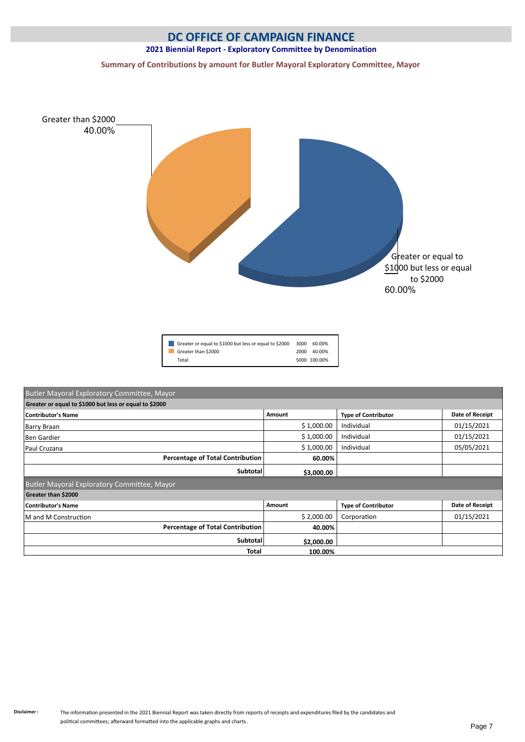# DC OFFICE OF CAMPAIGN FINANCE

## 2021 Biennial Report - Exploratory Committee by Denomination

### Summary of Contributions by amount for Butler Mayoral Exploratory Committee, Mayor

Greater than $2000
40.00%

Greater or equal to $1000 but less or equal to $2000
60.00%

Greater or equal to $1000 but less or equal to $2000 3000 60.00%
Greater than $2000 2000 40.00%
Total: 5000 100.00%

| Butler Mayoral Exploratory Committee, Mayor | | | |
|---|---|---|---|
| **Greater or equal to $1000 but less or equal to $2000** | | | |
| **Contributor's Name** | **Amount** | **Type of Contributor** | **Date of Receipt** |
| Barry Braan | $ 1,000.00 | Individual | 01/15/2021 |
| Ben Gardier | $ 1,000.00 | Individual | 01/15/2021 |
| Paul Cruzana | $ 1,000.00 | Individual | 05/05/2021 |
| **Percentage of Total Contribution** | **60.00%** | | |
| **Subtotal** | **$3,000.00** | | |
| Butler Mayoral Exploratory Committee, Mayor | | | |
| **Greater than $2000** | | | |
| **Contributor's Name** | **Amount** | **Type of Contributor** | **Date of Receipt** |
| M and M Construction | $ 2,000.00 | Corporation | 01/15/2021 |
| **Percentage of Total Contribution** | **40.00%** | | |
| **Subtotal** | **$2,000.00** | | |
| **Total** | **100.00%** | | |

**Disclaimer :** The information presented in the 2021 Biennial Report was taken directly from reports of receipts and expenditures filed by the candidates and political committees; afterward formatted into the applicable graphs and charts.